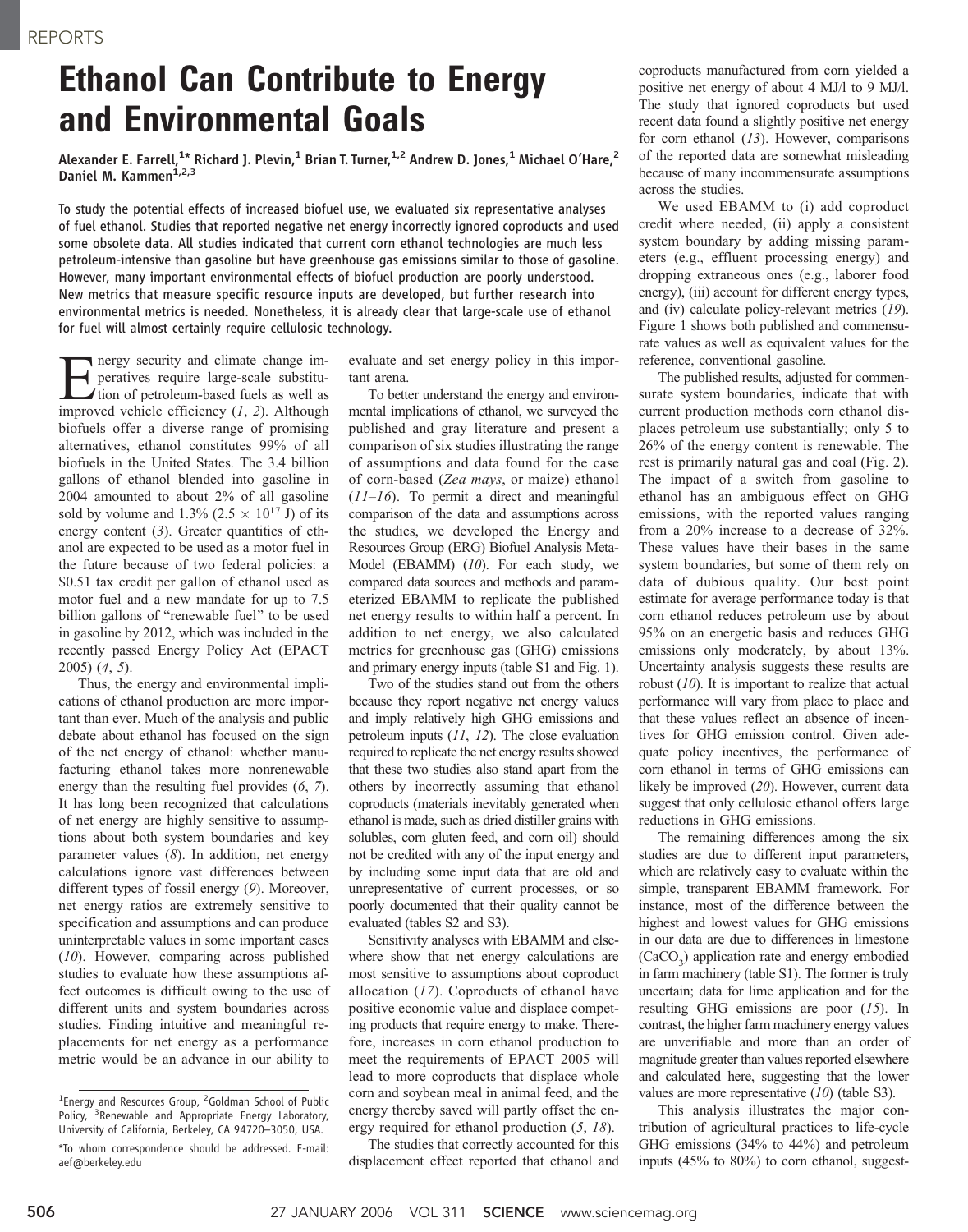# Ethanol Can Contribute to Energy and Environmental Goals

**Alexander E. Farrell,[1]* Richard J. Plevin,[1] Brian T. Turner,[1,2] Andrew D. Jones,[1] Michael O'Hare,[2] Daniel M. Kammen[1,2,3]**

To study the potential effects of increased biofuel use, we evaluated six representative analyses of fuel ethanol. Studies that reported negative net energy incorrectly ignored coproducts and used some obsolete data. All studies indicated that current corn ethanol technologies are much less petroleum-intensive than gasoline but have greenhouse gas emissions similar to those of gasoline. However, many important environmental effects of biofuel production are poorly understood. New metrics that measure specific resource inputs are developed, but further research into environmental metrics is needed. Nonetheless, it is already clear that large-scale use of ethanol for fuel will almost certainly require cellulosic technology.

Energy security and climate change imperatives require large-scale substitution of petroleum-based fuels as well as improved vehicle efficiency (*1*, *2*). Although biofuels offer a diverse range of promising alternatives, ethanol constitutes 99% of all biofuels in the United States. The 3.4 billion gallons of ethanol blended into gasoline in 2004 amounted to about 2% of all gasoline sold by volume and 1.3% ($2.5 \times 10^{17}$ J) of its energy content (*3*). Greater quantities of ethanol are expected to be used as a motor fuel in the future because of two federal policies: a \$0.51 tax credit per gallon of ethanol used as motor fuel and a new mandate for up to 7.5 billion gallons of "renewable fuel" to be used in gasoline by 2012, which was included in the recently passed Energy Policy Act (EPACT 2005) (*4*, *5*).

Thus, the energy and environmental implications of ethanol production are more important than ever. Much of the analysis and public debate about ethanol has focused on the sign of the net energy of ethanol: whether manufacturing ethanol takes more nonrenewable energy than the resulting fuel provides (*6*, *7*). It has long been recognized that calculations of net energy are highly sensitive to assumptions about both system boundaries and key parameter values (*8*). In addition, net energy calculations ignore vast differences between different types of fossil energy (*9*). Moreover, net energy ratios are extremely sensitive to specification and assumptions and can produce uninterpretable values in some important cases (*10*). However, comparing across published studies to evaluate how these assumptions affect outcomes is difficult owing to the use of different units and system boundaries across studies. Finding intuitive and meaningful replacements for net energy as a performance metric would be an advance in our ability to evaluate and set energy policy in this important arena.

To better understand the energy and environmental implications of ethanol, we surveyed the published and gray literature and present a comparison of six studies illustrating the range of assumptions and data found for the case of corn-based (*Zea mays*, or maize) ethanol (*11*–*16*). To permit a direct and meaningful comparison of the data and assumptions across the studies, we developed the Energy and Resources Group (ERG) Biofuel Analysis Meta-Model (EBAMM) (*10*). For each study, we compared data sources and methods and parameterized EBAMM to replicate the published net energy results to within half a percent. In addition to net energy, we also calculated metrics for greenhouse gas (GHG) emissions and primary energy inputs (table S1 and Fig. 1).

Two of the studies stand out from the others because they report negative net energy values and imply relatively high GHG emissions and petroleum inputs (*11*, *12*). The close evaluation required to replicate the net energy results showed that these two studies also stand apart from the others by incorrectly assuming that ethanol coproducts (materials inevitably generated when ethanol is made, such as dried distiller grains with solubles, corn gluten feed, and corn oil) should not be credited with any of the input energy and by including some input data that are old and unrepresentative of current processes, or so poorly documented that their quality cannot be evaluated (tables S2 and S3).

Sensitivity analyses with EBAMM and elsewhere show that net energy calculations are most sensitive to assumptions about coproduct allocation (*17*). Coproducts of ethanol have positive economic value and displace competing products that require energy to make. Therefore, increases in corn ethanol production to meet the requirements of EPACT 2005 will lead to more coproducts that displace whole corn and soybean meal in animal feed, and the energy thereby saved will partly offset the energy required for ethanol production (*5*, *18*).

The studies that correctly accounted for this displacement effect reported that ethanol and coproducts manufactured from corn yielded a positive net energy of about 4 MJ/l to 9 MJ/l. The study that ignored coproducts but used recent data found a slightly positive net energy for corn ethanol (*13*). However, comparisons of the reported data are somewhat misleading because of many incommensurate assumptions across the studies.

We used EBAMM to (i) add coproduct credit where needed, (ii) apply a consistent system boundary by adding missing parameters (e.g., effluent processing energy) and dropping extraneous ones (e.g., laborer food energy), (iii) account for different energy types, and (iv) calculate policy-relevant metrics (*19*). Figure 1 shows both published and commensurate values as well as equivalent values for the reference, conventional gasoline.

The published results, adjusted for commensurate system boundaries, indicate that with current production methods corn ethanol displaces petroleum use substantially; only 5 to 26% of the energy content is renewable. The rest is primarily natural gas and coal (Fig. 2). The impact of a switch from gasoline to ethanol has an ambiguous effect on GHG emissions, with the reported values ranging from a 20% increase to a decrease of 32%. These values have their bases in the same system boundaries, but some of them rely on data of dubious quality. Our best point estimate for average performance today is that corn ethanol reduces petroleum use by about 95% on an energetic basis and reduces GHG emissions only moderately, by about 13%. Uncertainty analysis suggests these results are robust (*10*). It is important to realize that actual performance will vary from place to place and that these values reflect an absence of incentives for GHG emission control. Given adequate policy incentives, the performance of corn ethanol in terms of GHG emissions can likely be improved (*20*). However, current data suggest that only cellulosic ethanol offers large reductions in GHG emissions.

The remaining differences among the six studies are due to different input parameters, which are relatively easy to evaluate within the simple, transparent EBAMM framework. For instance, most of the difference between the highest and lowest values for GHG emissions in our data are due to differences in limestone ($CaCO_3$) application rate and energy embodied in farm machinery (table S1). The former is truly uncertain; data for lime application and for the resulting GHG emissions are poor (*15*). In contrast, the higher farm machinery energy values are unverifiable and more than an order of magnitude greater than values reported elsewhere and calculated here, suggesting that the lower values are more representative (*10*) (table S3).

This analysis illustrates the major contribution of agricultural practices to life-cycle GHG emissions (34% to 44%) and petroleum inputs (45% to 80%) to corn ethanol, suggest-

---

[1]Energy and Resources Group, [2]Goldman School of Public Policy, [3]Renewable and Appropriate Energy Laboratory, University of California, Berkeley, CA 94720–3050, USA.

*To whom correspondence should be addressed. E-mail: aef@berkeley.edu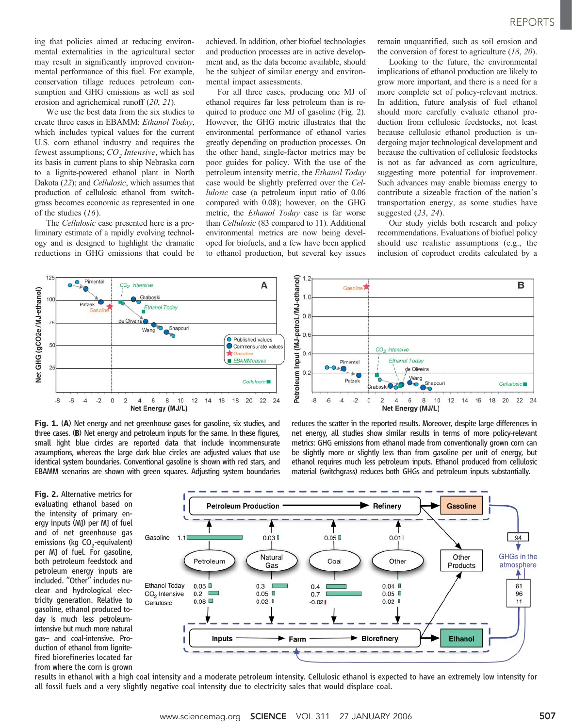ing that policies aimed at reducing environmental externalities in the agricultural sector may result in significantly improved environmental performance of this fuel. For example, conservation tillage reduces petroleum consumption and GHG emissions as well as soil erosion and agrichemical runoff (*20*, *21*).

We use the best data from the six studies to create three cases in EBAMM: *Ethanol Today*, which includes typical values for the current U.S. corn ethanol industry and requires the fewest assumptions; *$CO_2$ Intensive*, which has its basis in current plans to ship Nebraska corn to a lignite-powered ethanol plant in North Dakota (*22*); and *Cellulosic*, which assumes that production of cellulosic ethanol from switchgrass becomes economic as represented in one of the studies (*16*).

The *Cellulosic* case presented here is a preliminary estimate of a rapidly evolving technology and is designed to highlight the dramatic reductions in GHG emissions that could be achieved. In addition, other biofuel technologies and production processes are in active development and, as the data become available, should be the subject of similar energy and environmental impact assessments.

For all three cases, producing one MJ of ethanol requires far less petroleum than is required to produce one MJ of gasoline (Fig. 2). However, the GHG metric illustrates that the environmental performance of ethanol varies greatly depending on production processes. On the other hand, single-factor metrics may be poor guides for policy. With the use of the petroleum intensity metric, the *Ethanol Today* case would be slightly preferred over the *Cellulosic* case (a petroleum input ratio of 0.06 compared with 0.08); however, on the GHG metric, the *Ethanol Today* case is far worse than *Cellulosic* (83 compared to 11). Additional environmental metrics are now being developed for biofuels, and a few have been applied to ethanol production, but several key issues remain unquantified, such as soil erosion and the conversion of forest to agriculture (*18*, *20*).

Looking to the future, the environmental implications of ethanol production are likely to grow more important, and there is a need for a more complete set of policy-relevant metrics. In addition, future analysis of fuel ethanol should more carefully evaluate ethanol production from cellulosic feedstocks, not least because cellulosic ethanol production is undergoing major technological development and because the cultivation of cellulosic feedstocks is not as far advanced as corn agriculture, suggesting more potential for improvement. Such advances may enable biomass energy to contribute a sizeable fraction of the nation's transportation energy, as some studies have suggested (*23*, *24*).

Our study yields both research and policy recommendations. Evaluations of biofuel policy should use realistic assumptions (e.g., the inclusion of coproduct credits calculated by a

**Fig. 1.** (**A**) Net energy and net greenhouse gases for gasoline, six studies, and three cases. (**B**) Net energy and petroleum inputs for the same. In these figures, small light blue circles are reported data that include incommensurate assumptions, whereas the large dark blue circles are adjusted values that use identical system boundaries. Conventional gasoline is shown with red stars, and EBAMM scenarios are shown with green squares. Adjusting system boundaries reduces the scatter in the reported results. Moreover, despite large differences in net energy, all studies show similar results in terms of more policy-relevant metrics: GHG emissions from ethanol made from conventionally grown corn can be slightly more or slightly less than from gasoline per unit of energy, but ethanol requires much less petroleum inputs. Ethanol produced from cellulosic material (switchgrass) reduces both GHGs and petroleum inputs substantially.

**Fig. 2.** Alternative metrics for evaluating ethanol based on the intensity of primary energy inputs (MJ) per MJ of fuel and of net greenhouse gas emissions (kg $CO_2$-equivalent) per MJ of fuel. For gasoline, both petroleum feedstock and petroleum energy inputs are included. "Other" includes nuclear and hydrological electricity generation. Relative to gasoline, ethanol produced today is much less petroleum-intensive but much more natural gas– and coal-intensive. Production of ethanol from lignite-fired biorefineries located far from where the corn is grown results in ethanol with a high coal intensity and a moderate petroleum intensity. Cellulosic ethanol is expected to have an extremely low intensity for all fossil fuels and a very slightly negative coal intensity due to electricity sales that would displace coal.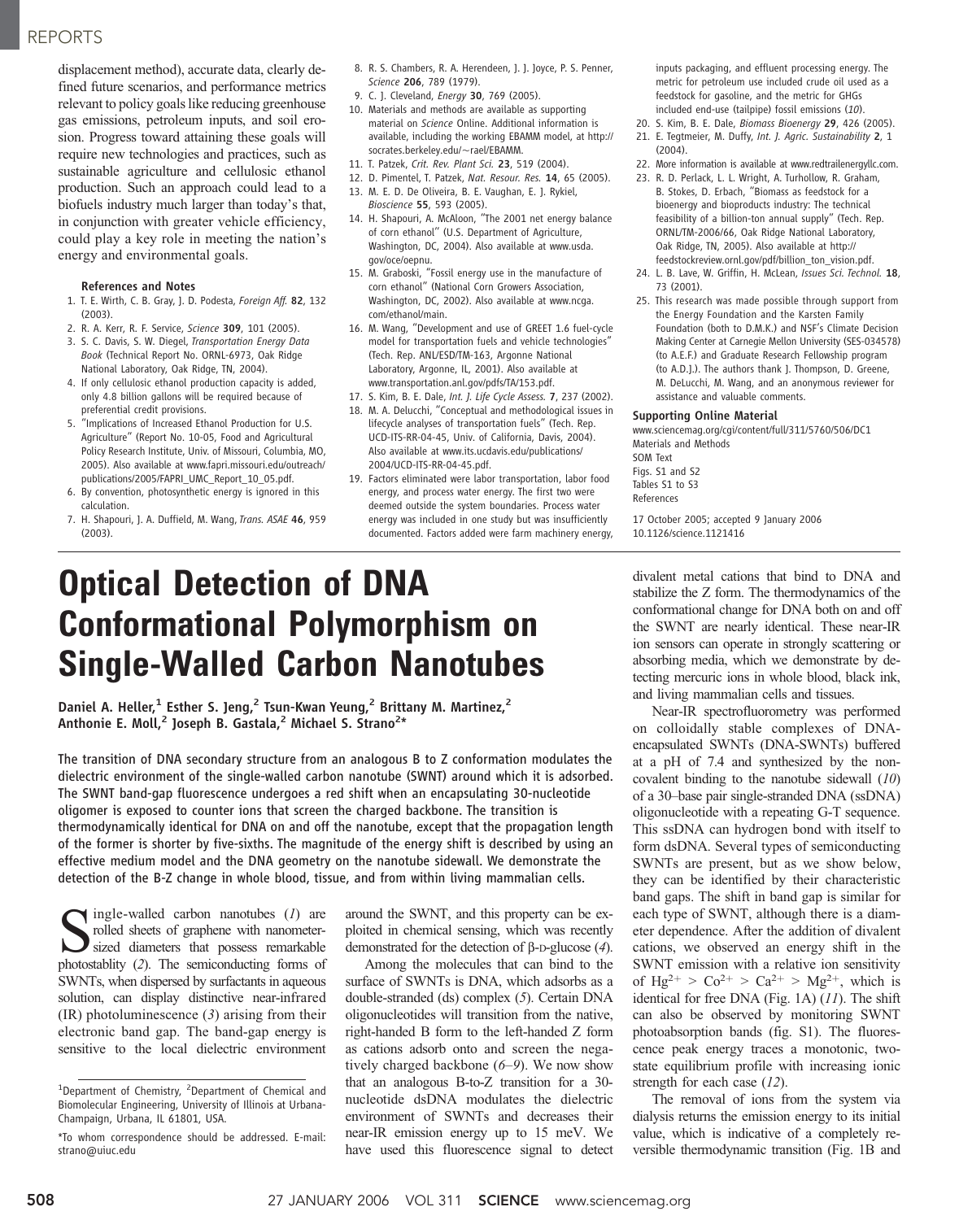displacement method), accurate data, clearly defined future scenarios, and performance metrics relevant to policy goals like reducing greenhouse gas emissions, petroleum inputs, and soil erosion. Progress toward attaining these goals will require new technologies and practices, such as sustainable agriculture and cellulosic ethanol production. Such an approach could lead to a biofuels industry much larger than today's that, in conjunction with greater vehicle efficiency, could play a key role in meeting the nation's energy and environmental goals.

### References and Notes

1. T. E. Wirth, C. B. Gray, J. D. Podesta, *Foreign Aff.* **82**, 132 (2003).
2. R. A. Kerr, R. F. Service, *Science* **309**, 101 (2005).
3. S. C. Davis, S. W. Diegel, *Transportation Energy Data Book* (Technical Report No. ORNL-6973, Oak Ridge National Laboratory, Oak Ridge, TN, 2004).
4. If only cellulosic ethanol production capacity is added, only 4.8 billion gallons will be required because of preferential credit provisions.
5. "Implications of Increased Ethanol Production for U.S. Agriculture" (Report No. 10-05, Food and Agricultural Policy Research Institute, Univ. of Missouri, Columbia, MO, 2005). Also available at www.fapri.missouri.edu/outreach/publications/2005/FAPRI_UMC_Report_10_05.pdf.
6. By convention, photosynthetic energy is ignored in this calculation.
7. H. Shapouri, J. A. Duffield, M. Wang, *Trans. ASAE* **46**, 959 (2003).
8. R. S. Chambers, R. A. Herendeen, J. J. Joyce, P. S. Penner, *Science* **206**, 789 (1979).
9. C. J. Cleveland, *Energy* **30**, 769 (2005).
10. Materials and methods are available as supporting material on *Science* Online. Additional information is available, including the working EBAMM model, at http://socrates.berkeley.edu/~rael/EBAMM.
11. T. Patzek, *Crit. Rev. Plant Sci.* **23**, 519 (2004).
12. D. Pimentel, T. Patzek, *Nat. Resour. Res.* **14**, 65 (2005).
13. M. E. D. De Oliveira, B. E. Vaughan, E. J. Rykiel, *Bioscience* **55**, 593 (2005).
14. H. Shapouri, A. McAloon, "The 2001 net energy balance of corn ethanol" (U.S. Department of Agriculture, Washington, DC, 2004). Also available at www.usda.gov/oce/oepnu.
15. M. Graboski, "Fossil energy use in the manufacture of corn ethanol" (National Corn Growers Association, Washington, DC, 2002). Also available at www.ncga.com/ethanol/main.
16. M. Wang, "Development and use of GREET 1.6 fuel-cycle model for transportation fuels and vehicle technologies" (Tech. Rep. ANL/ESD/TM-163, Argonne National Laboratory, Argonne, IL, 2001). Also available at www.transportation.anl.gov/pdfs/TA/153.pdf.
17. S. Kim, B. E. Dale, *Int. J. Life Cycle Assess.* **7**, 237 (2002).
18. M. A. Delucchi, "Conceptual and methodological issues in lifecycle analyses of transportation fuels" (Tech. Rep. UCD-ITS-RR-04-45, Univ. of California, Davis, 2004). Also available at www.its.ucdavis.edu/publications/2004/UCD-ITS-RR-04-45.pdf.
19. Factors eliminated were labor transportation, labor food energy, and process water energy. The first two were deemed outside the system boundaries. Process water energy was included in one study but was insufficiently documented. Factors added were farm machinery energy, inputs packaging, and effluent processing energy. The metric for petroleum use included crude oil used as a feedstock for gasoline, and the metric for GHGs included end-use (tailpipe) fossil emissions (*10*).
20. S. Kim, B. E. Dale, *Biomass Bioenergy* **29**, 426 (2005).
21. E. Tegtmeier, M. Duffy, *Int. J. Agric. Sustainability* **2**, 1 (2004).
22. More information is available at www.redtrailenergyllc.com.
23. R. D. Perlack, L. L. Wright, A. Turhollow, R. Graham, B. Stokes, D. Erbach, "Biomass as feedstock for a bioenergy and bioproducts industry: The technical feasibility of a billion-ton annual supply" (Tech. Rep. ORNL/TM-2006/66, Oak Ridge National Laboratory, Oak Ridge, TN, 2005). Also available at http://feedstockreview.ornl.gov/pdf/billion_ton_vision.pdf.
24. L. B. Lave, W. Griffin, H. McLean, *Issues Sci. Technol.* **18**, 73 (2001).
25. This research was made possible through support from the Energy Foundation and the Karsten Family Foundation (both to D.M.K.) and NSF's Climate Decision Making Center at Carnegie Mellon University (SES-034578) (to A.E.F.) and Graduate Research Fellowship program (to A.D.J.). The authors thank J. Thompson, D. Greene, M. DeLucchi, M. Wang, and an anonymous reviewer for assistance and valuable comments.

### Supporting Online Material

www.sciencemag.org/cgi/content/full/311/5760/506/DC1
Materials and Methods
SOM Text
Figs. S1 and S2
Tables S1 to S3
References

17 October 2005; accepted 9 January 2006
10.1126/science.1121416

# Optical Detection of DNA Conformational Polymorphism on Single-Walled Carbon Nanotubes

**Daniel A. Heller,[1] Esther S. Jeng,[2] Tsun-Kwan Yeung,[2] Brittany M. Martinez,[2] Anthonie E. Moll,[2] Joseph B. Gastala,[2] Michael S. Strano[2]***

The transition of DNA secondary structure from an analogous B to Z conformation modulates the dielectric environment of the single-walled carbon nanotube (SWNT) around which it is adsorbed. The SWNT band-gap fluorescence undergoes a red shift when an encapsulating 30-nucleotide oligomer is exposed to counter ions that screen the charged backbone. The transition is thermodynamically identical for DNA on and off the nanotube, except that the propagation length of the former is shorter by five-sixths. The magnitude of the energy shift is described by using an effective medium model and the DNA geometry on the nanotube sidewall. We demonstrate the detection of the B-Z change in whole blood, tissue, and from within living mammalian cells.

Single-walled carbon nanotubes (*1*) are rolled sheets of graphene with nanometer-sized diameters that possess remarkable photostablity (*2*). The semiconducting forms of SWNTs, when dispersed by surfactants in aqueous solution, can display distinctive near-infrared (IR) photoluminescence (*3*) arising from their electronic band gap. The band-gap energy is sensitive to the local dielectric environment around the SWNT, and this property can be exploited in chemical sensing, which was recently demonstrated for the detection of β-D-glucose (*4*).

Among the molecules that can bind to the surface of SWNTs is DNA, which adsorbs as a double-stranded (ds) complex (*5*). Certain DNA oligonucleotides will transition from the native, right-handed B form to the left-handed Z form as cations adsorb onto and screen the negatively charged backbone (*6–9*). We now show that an analogous B-to-Z transition for a 30-nucleotide dsDNA modulates the dielectric environment of SWNTs and decreases their near-IR emission energy up to 15 meV. We have used this fluorescence signal to detect divalent metal cations that bind to DNA and stabilize the Z form. The thermodynamics of the conformational change for DNA both on and off the SWNT are nearly identical. These near-IR ion sensors can operate in strongly scattering or absorbing media, which we demonstrate by detecting mercuric ions in whole blood, black ink, and living mammalian cells and tissues.

Near-IR spectrofluorometry was performed on colloidally stable complexes of DNA-encapsulated SWNTs (DNA-SWNTs) buffered at a pH of 7.4 and synthesized by the noncovalent binding to the nanotube sidewall (*10*) of a 30–base pair single-stranded DNA (ssDNA) oligonucleotide with a repeating G-T sequence. This ssDNA can hydrogen bond with itself to form dsDNA. Several types of semiconducting SWNTs are present, but as we show below, they can be identified by their characteristic band gaps. The shift in band gap is similar for each type of SWNT, although there is a diameter dependence. After the addition of divalent cations, we observed an energy shift in the SWNT emission with a relative ion sensitivity of $Hg^{2+} > Co^{2+} > Ca^{2+} > Mg^{2+}$, which is identical for free DNA (Fig. 1A) (*11*). The shift can also be observed by monitoring SWNT photoabsorption bands (fig. S1). The fluorescence peak energy traces a monotonic, two-state equilibrium profile with increasing ionic strength for each case (*12*).

The removal of ions from the system via dialysis returns the emission energy to its initial value, which is indicative of a completely reversible thermodynamic transition (Fig. 1B and

[1]Department of Chemistry, [2]Department of Chemical and Biomolecular Engineering, University of Illinois at Urbana-Champaign, Urbana, IL 61801, USA.

*To whom correspondence should be addressed. E-mail: strano@uiuc.edu